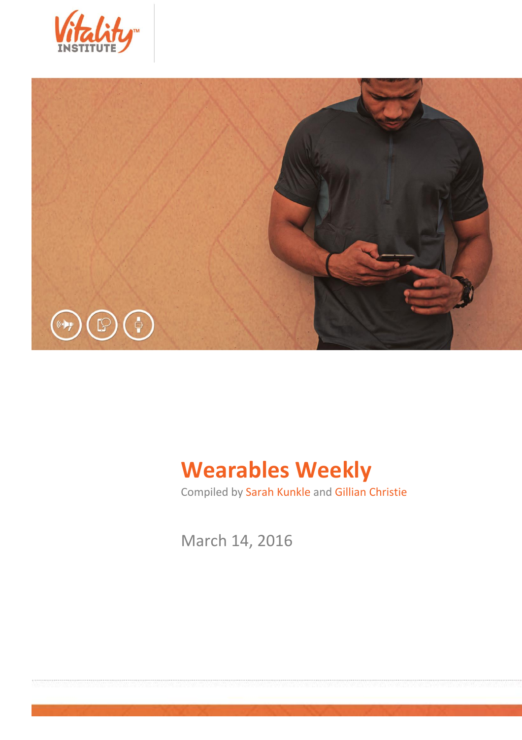Vitality INSTITUTE

# Wearables Weekly

Compiled by Sarah Kunkle and Gillian Christie

March 14, 2016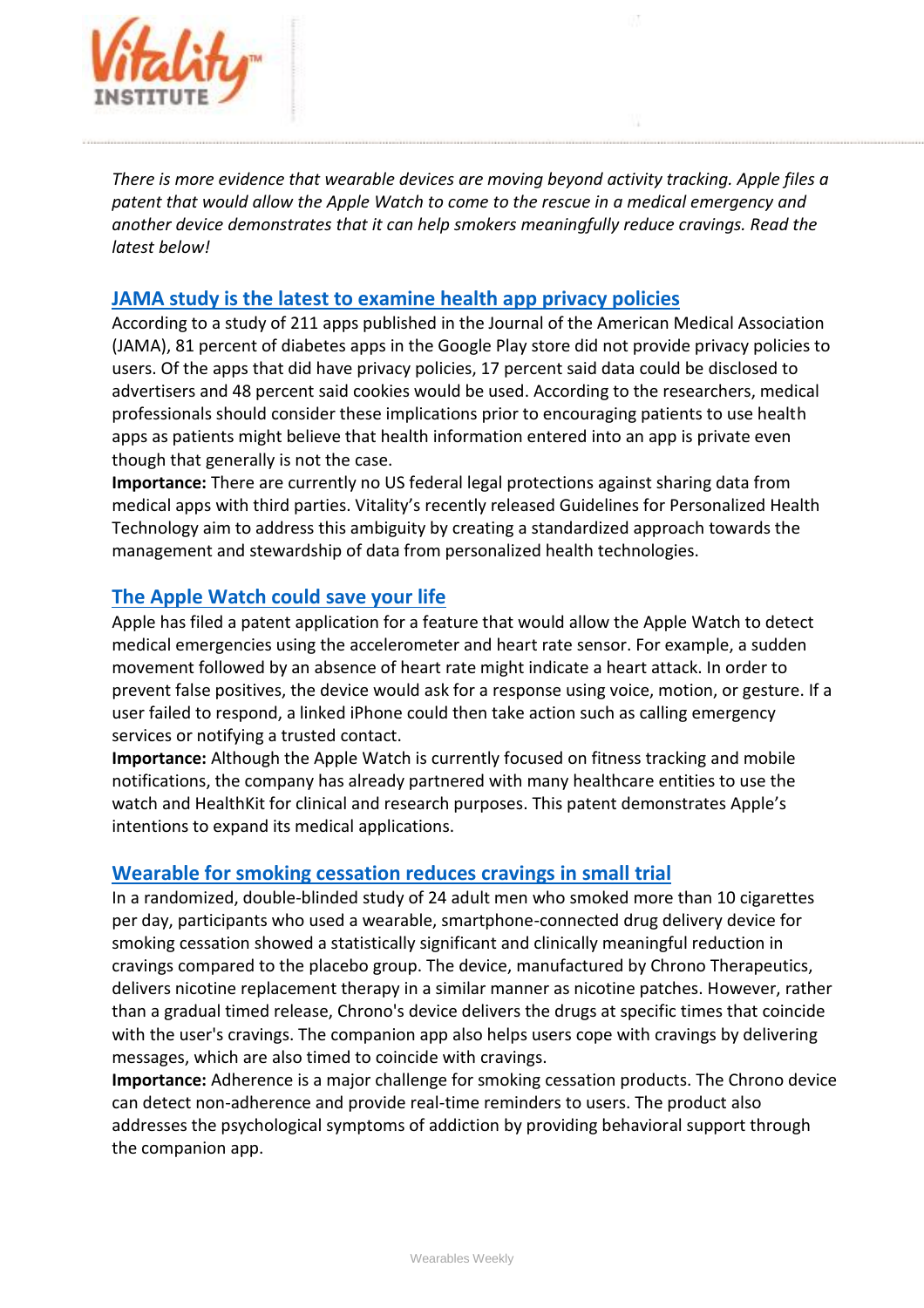*There is more evidence that wearable devices are moving beyond activity tracking. Apple files a patent that would allow the Apple Watch to come to the rescue in a medical emergency and another device demonstrates that it can help smokers meaningfully reduce cravings. Read the latest below!*

## JAMA study is the latest to examine health app privacy policies

According to a study of 211 apps published in the Journal of the American Medical Association (JAMA), 81 percent of diabetes apps in the Google Play store did not provide privacy policies to users. Of the apps that did have privacy policies, 17 percent said data could be disclosed to advertisers and 48 percent said cookies would be used. According to the researchers, medical professionals should consider these implications prior to encouraging patients to use health apps as patients might believe that health information entered into an app is private even though that generally is not the case.

**Importance:** There are currently no US federal legal protections against sharing data from medical apps with third parties. Vitality's recently released Guidelines for Personalized Health Technology aim to address this ambiguity by creating a standardized approach towards the management and stewardship of data from personalized health technologies.

## The Apple Watch could save your life

Apple has filed a patent application for a feature that would allow the Apple Watch to detect medical emergencies using the accelerometer and heart rate sensor. For example, a sudden movement followed by an absence of heart rate might indicate a heart attack. In order to prevent false positives, the device would ask for a response using voice, motion, or gesture. If a user failed to respond, a linked iPhone could then take action such as calling emergency services or notifying a trusted contact.

**Importance:** Although the Apple Watch is currently focused on fitness tracking and mobile notifications, the company has already partnered with many healthcare entities to use the watch and HealthKit for clinical and research purposes. This patent demonstrates Apple's intentions to expand its medical applications.

## Wearable for smoking cessation reduces cravings in small trial

In a randomized, double-blinded study of 24 adult men who smoked more than 10 cigarettes per day, participants who used a wearable, smartphone-connected drug delivery device for smoking cessation showed a statistically significant and clinically meaningful reduction in cravings compared to the placebo group. The device, manufactured by Chrono Therapeutics, delivers nicotine replacement therapy in a similar manner as nicotine patches. However, rather than a gradual timed release, Chrono's device delivers the drugs at specific times that coincide with the user's cravings. The companion app also helps users cope with cravings by delivering messages, which are also timed to coincide with cravings.

**Importance:** Adherence is a major challenge for smoking cessation products. The Chrono device can detect non-adherence and provide real-time reminders to users. The product also addresses the psychological symptoms of addiction by providing behavioral support through the companion app.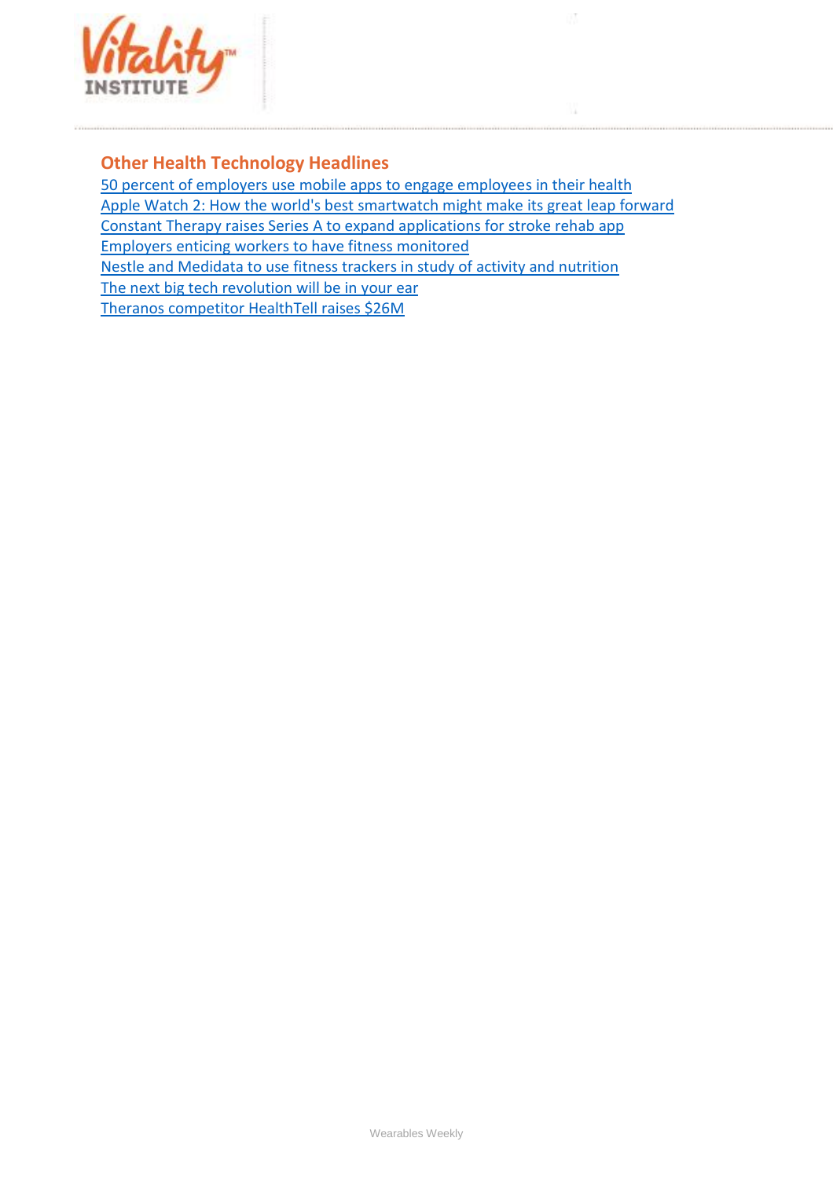## Other Health Technology Headlines

50 percent of employers use mobile apps to engage employees in their health
Apple Watch 2: How the world's best smartwatch might make its great leap forward
Constant Therapy raises Series A to expand applications for stroke rehab app
Employers enticing workers to have fitness monitored
Nestle and Medidata to use fitness trackers in study of activity and nutrition
The next big tech revolution will be in your ear
Theranos competitor HealthTell raises $26M